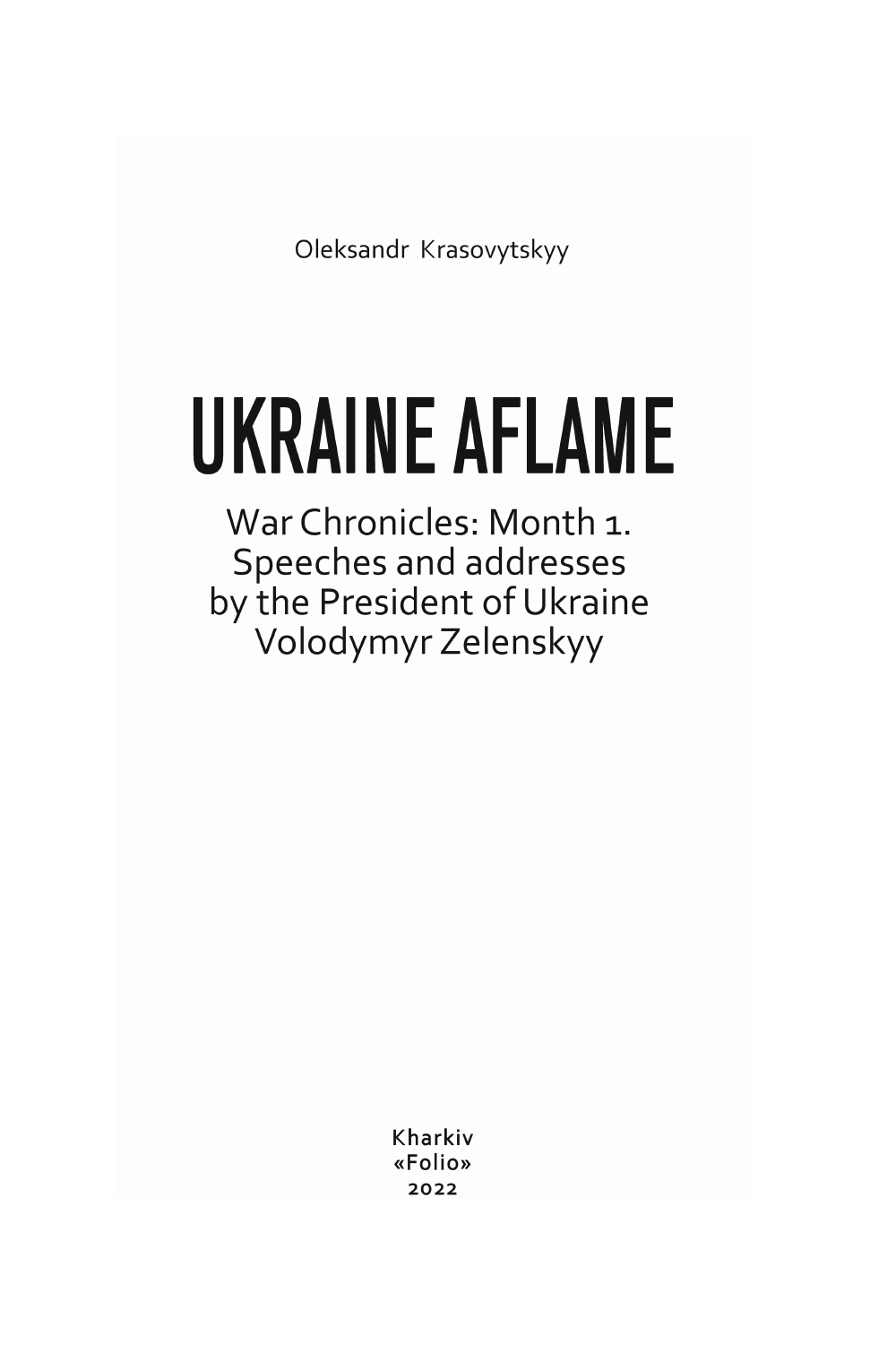Oleksandr Krasovytskyy

# UKRAINE AFLAME

War Chronicles: Month 1.
Speeches and addresses
by the President of Ukraine
Volodymyr Zelenskyy

Kharkiv
«Folio»
2022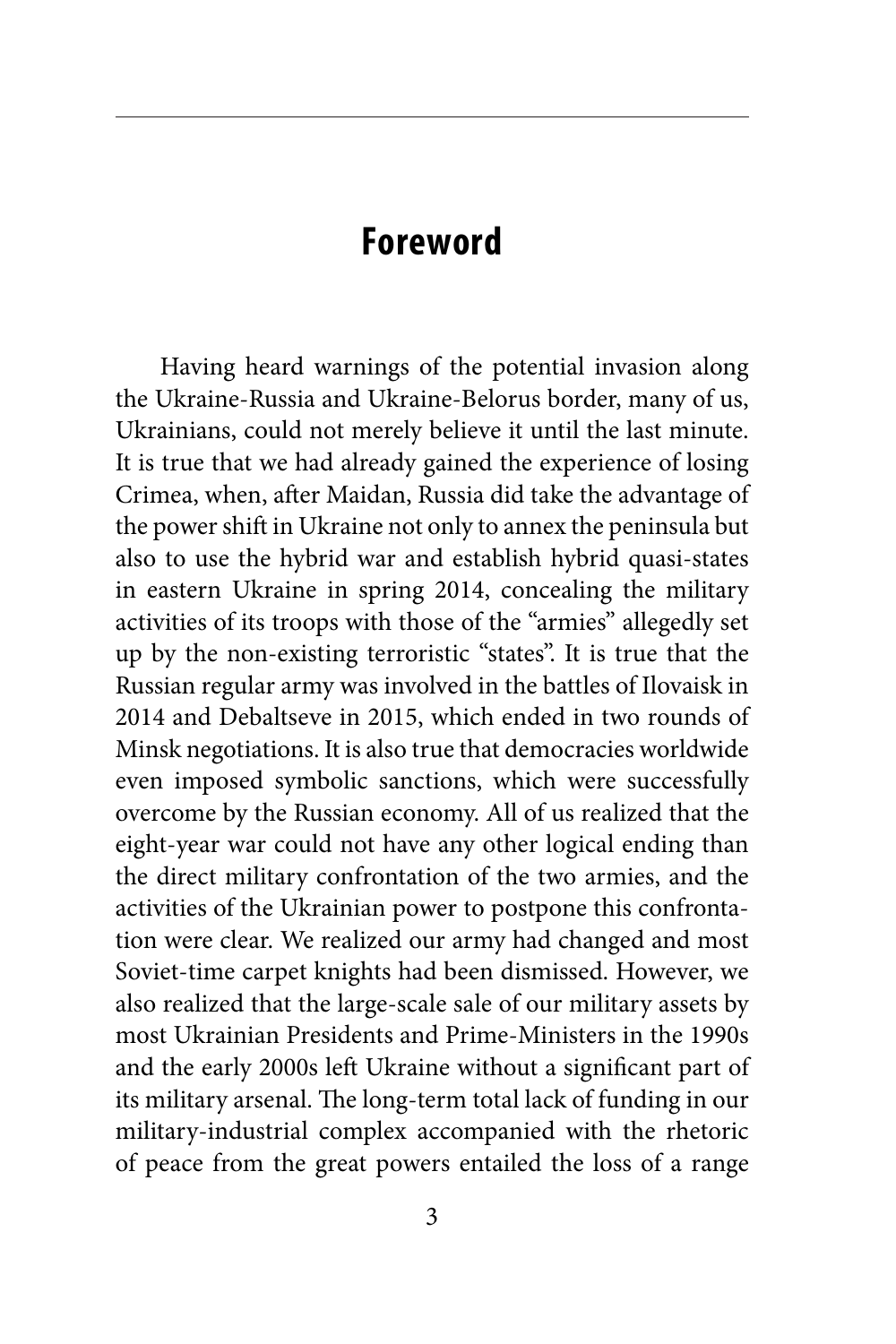# Foreword

Having heard warnings of the potential invasion along the Ukraine-Russia and Ukraine-Belorus border, many of us, Ukrainians, could not merely believe it until the last minute. It is true that we had already gained the experience of losing Crimea, when, after Maidan, Russia did take the advantage of the power shift in Ukraine not only to annex the peninsula but also to use the hybrid war and establish hybrid quasi-states in eastern Ukraine in spring 2014, concealing the military activities of its troops with those of the "armies" allegedly set up by the non-existing terroristic "states". It is true that the Russian regular army was involved in the battles of Ilovaisk in 2014 and Debaltseve in 2015, which ended in two rounds of Minsk negotiations. It is also true that democracies worldwide even imposed symbolic sanctions, which were successfully overcome by the Russian economy. All of us realized that the eight-year war could not have any other logical ending than the direct military confrontation of the two armies, and the activities of the Ukrainian power to postpone this confrontation were clear. We realized our army had changed and most Soviet-time carpet knights had been dismissed. However, we also realized that the large-scale sale of our military assets by most Ukrainian Presidents and Prime-Ministers in the 1990s and the early 2000s left Ukraine without a significant part of its military arsenal. The long-term total lack of funding in our military-industrial complex accompanied with the rhetoric of peace from the great powers entailed the loss of a range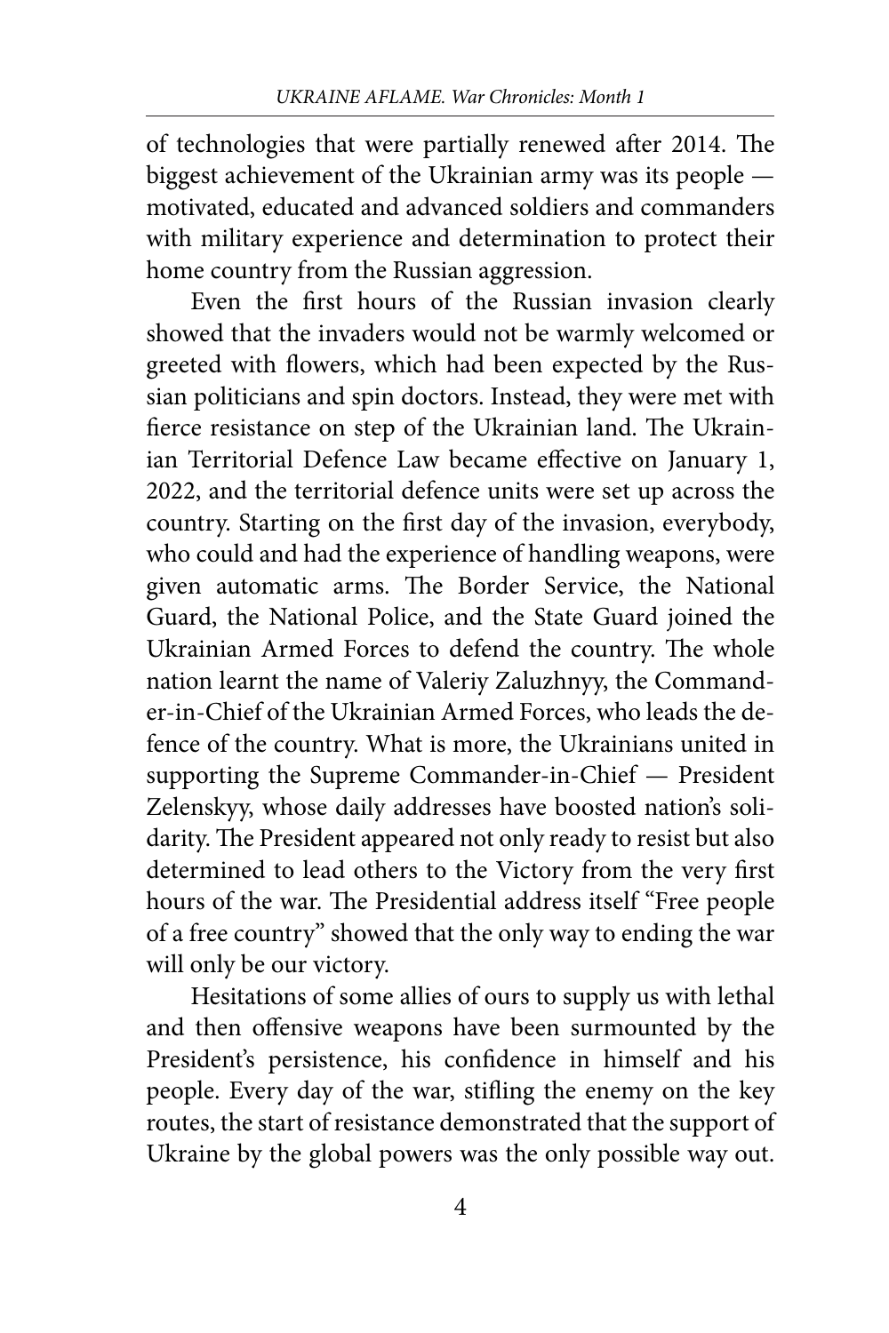of technologies that were partially renewed after 2014. The biggest achievement of the Ukrainian army was its people — motivated, educated and advanced soldiers and commanders with military experience and determination to protect their home country from the Russian aggression.

Even the first hours of the Russian invasion clearly showed that the invaders would not be warmly welcomed or greeted with flowers, which had been expected by the Russian politicians and spin doctors. Instead, they were met with fierce resistance on step of the Ukrainian land. The Ukrainian Territorial Defence Law became effective on January 1, 2022, and the territorial defence units were set up across the country. Starting on the first day of the invasion, everybody, who could and had the experience of handling weapons, were given automatic arms. The Border Service, the National Guard, the National Police, and the State Guard joined the Ukrainian Armed Forces to defend the country. The whole nation learnt the name of Valeriy Zaluzhnyy, the Commander-in-Chief of the Ukrainian Armed Forces, who leads the defence of the country. What is more, the Ukrainians united in supporting the Supreme Commander-in-Chief — President Zelenskyy, whose daily addresses have boosted nation's solidarity. The President appeared not only ready to resist but also determined to lead others to the Victory from the very first hours of the war. The Presidential address itself "Free people of a free country" showed that the only way to ending the war will only be our victory.

Hesitations of some allies of ours to supply us with lethal and then offensive weapons have been surmounted by the President's persistence, his confidence in himself and his people. Every day of the war, stifling the enemy on the key routes, the start of resistance demonstrated that the support of Ukraine by the global powers was the only possible way out.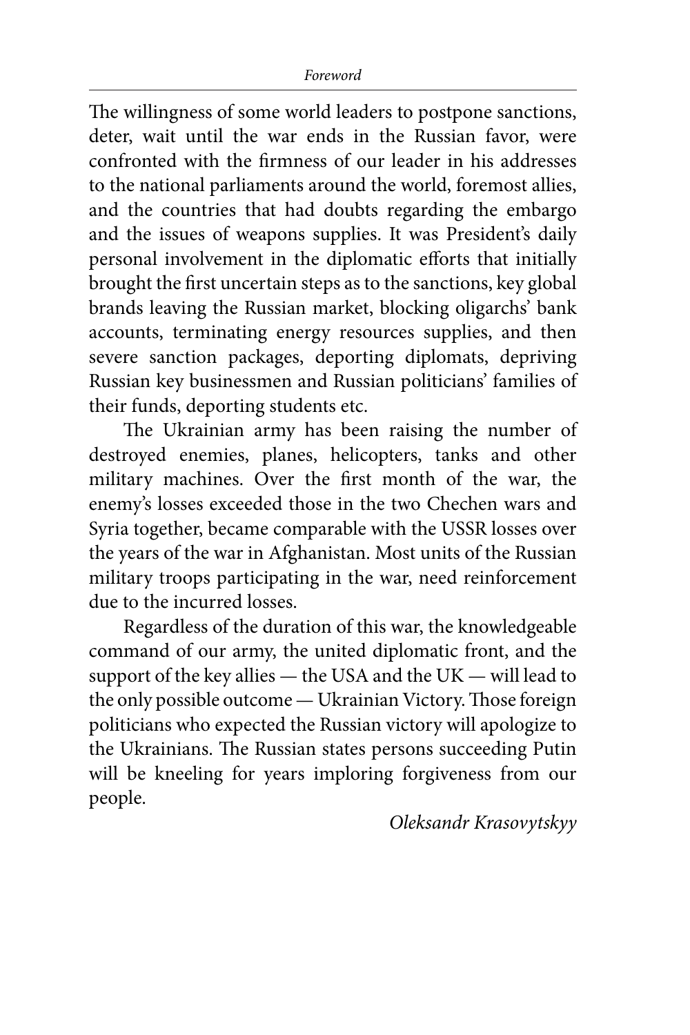The willingness of some world leaders to postpone sanctions, deter, wait until the war ends in the Russian favor, were confronted with the firmness of our leader in his addresses to the national parliaments around the world, foremost allies, and the countries that had doubts regarding the embargo and the issues of weapons supplies. It was President's daily personal involvement in the diplomatic efforts that initially brought the first uncertain steps as to the sanctions, key global brands leaving the Russian market, blocking oligarchs' bank accounts, terminating energy resources supplies, and then severe sanction packages, deporting diplomats, depriving Russian key businessmen and Russian politicians' families of their funds, deporting students etc.

The Ukrainian army has been raising the number of destroyed enemies, planes, helicopters, tanks and other military machines. Over the first month of the war, the enemy's losses exceeded those in the two Chechen wars and Syria together, became comparable with the USSR losses over the years of the war in Afghanistan. Most units of the Russian military troops participating in the war, need reinforcement due to the incurred losses.

Regardless of the duration of this war, the knowledgeable command of our army, the united diplomatic front, and the support of the key allies — the USA and the UK — will lead to the only possible outcome — Ukrainian Victory. Those foreign politicians who expected the Russian victory will apologize to the Ukrainians. The Russian states persons succeeding Putin will be kneeling for years imploring forgiveness from our people.

*Oleksandr Krasovytskyy*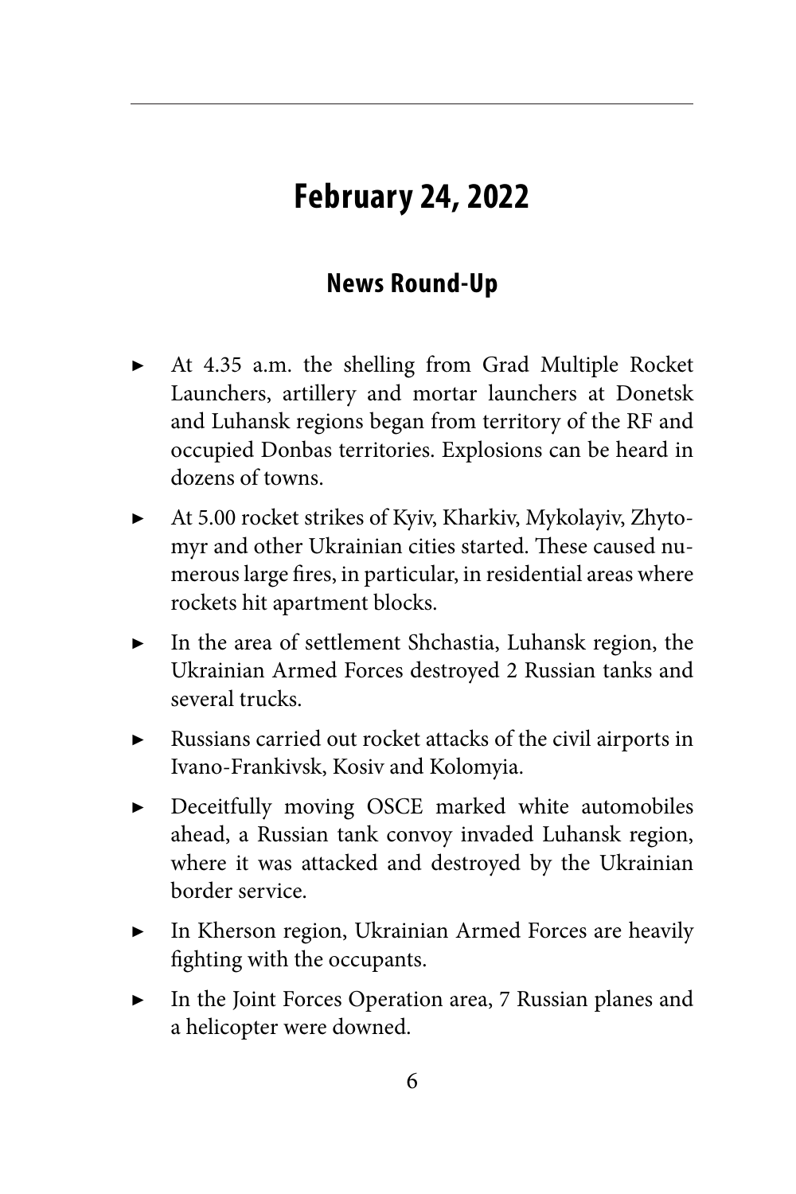# February 24, 2022

## News Round-Up

- At 4.35 a.m. the shelling from Grad Multiple Rocket Launchers, artillery and mortar launchers at Donetsk and Luhansk regions began from territory of the RF and occupied Donbas territories. Explosions can be heard in dozens of towns.
- At 5.00 rocket strikes of Kyiv, Kharkiv, Mykolayiv, Zhytomyr and other Ukrainian cities started. These caused numerous large fires, in particular, in residential areas where rockets hit apartment blocks.
- In the area of settlement Shchastia, Luhansk region, the Ukrainian Armed Forces destroyed 2 Russian tanks and several trucks.
- Russians carried out rocket attacks of the civil airports in Ivano-Frankivsk, Kosiv and Kolomyia.
- Deceitfully moving OSCE marked white automobiles ahead, a Russian tank convoy invaded Luhansk region, where it was attacked and destroyed by the Ukrainian border service.
- In Kherson region, Ukrainian Armed Forces are heavily fighting with the occupants.
- In the Joint Forces Operation area, 7 Russian planes and a helicopter were downed.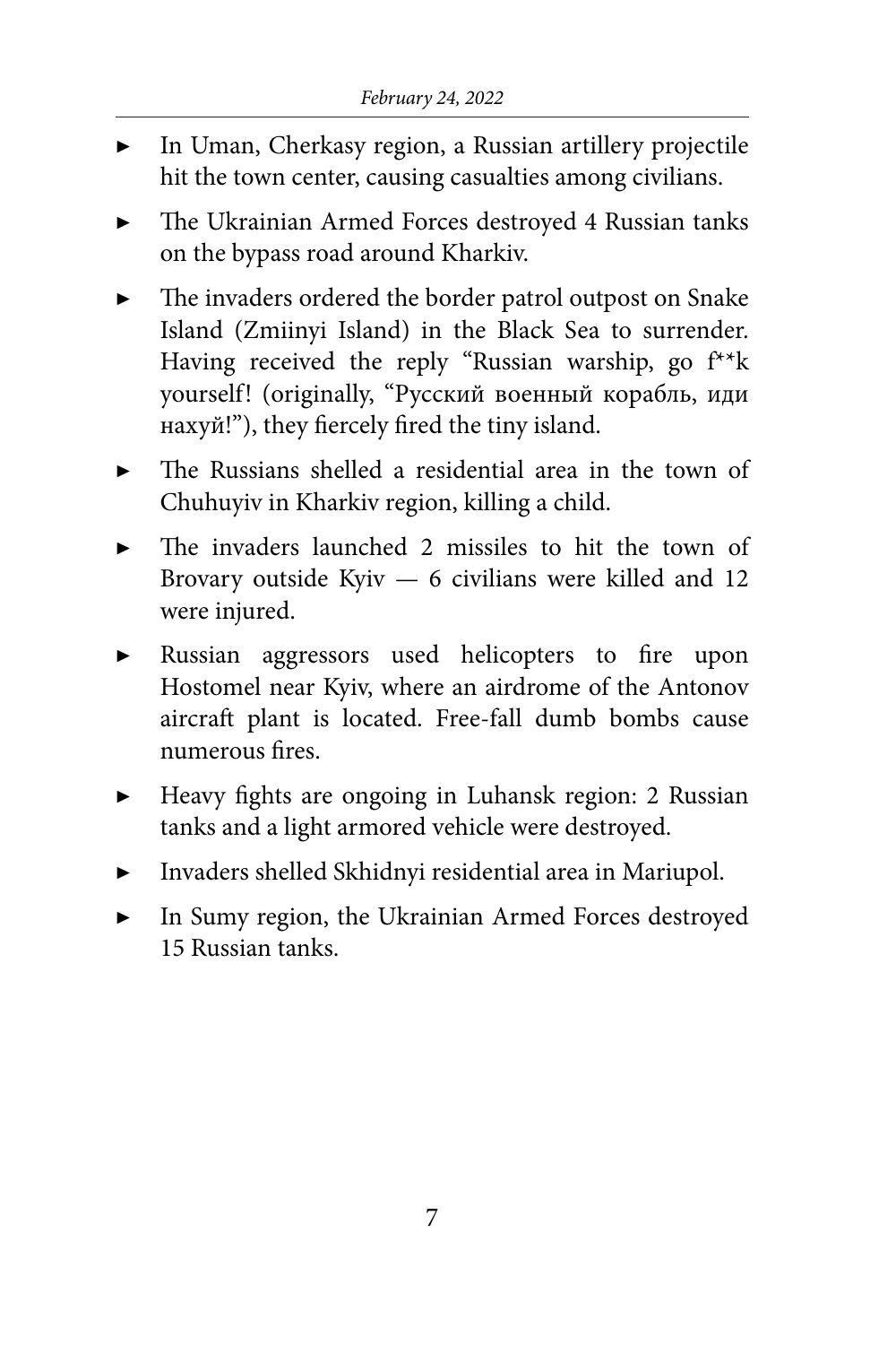- In Uman, Cherkasy region, a Russian artillery projectile hit the town center, causing casualties among civilians.
- The Ukrainian Armed Forces destroyed 4 Russian tanks on the bypass road around Kharkiv.
- The invaders ordered the border patrol outpost on Snake Island (Zmiinyi Island) in the Black Sea to surrender. Having received the reply "Russian warship, go f**k yourself! (originally, "Русский военный корабль, иди нахуй!"), they fiercely fired the tiny island.
- The Russians shelled a residential area in the town of Chuhuyiv in Kharkiv region, killing a child.
- The invaders launched 2 missiles to hit the town of Brovary outside Kyiv — 6 civilians were killed and 12 were injured.
- Russian aggressors used helicopters to fire upon Hostomel near Kyiv, where an airdrome of the Antonov aircraft plant is located. Free-fall dumb bombs cause numerous fires.
- Heavy fights are ongoing in Luhansk region: 2 Russian tanks and a light armored vehicle were destroyed.
- Invaders shelled Skhidnyi residential area in Mariupol.
- In Sumy region, the Ukrainian Armed Forces destroyed 15 Russian tanks.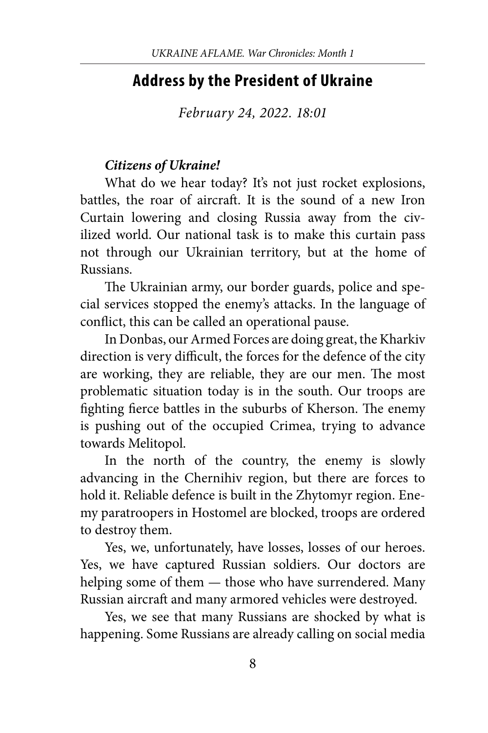## Address by the President of Ukraine

*February 24, 2022. 18:01*

***Citizens of Ukraine!***

What do we hear today? It's not just rocket explosions, battles, the roar of aircraft. It is the sound of a new Iron Curtain lowering and closing Russia away from the civilized world. Our national task is to make this curtain pass not through our Ukrainian territory, but at the home of Russians.

The Ukrainian army, our border guards, police and special services stopped the enemy's attacks. In the language of conflict, this can be called an operational pause.

In Donbas, our Armed Forces are doing great, the Kharkiv direction is very difficult, the forces for the defence of the city are working, they are reliable, they are our men. The most problematic situation today is in the south. Our troops are fighting fierce battles in the suburbs of Kherson. The enemy is pushing out of the occupied Crimea, trying to advance towards Melitopol.

In the north of the country, the enemy is slowly advancing in the Chernihiv region, but there are forces to hold it. Reliable defence is built in the Zhytomyr region. Enemy paratroopers in Hostomel are blocked, troops are ordered to destroy them.

Yes, we, unfortunately, have losses, losses of our heroes. Yes, we have captured Russian soldiers. Our doctors are helping some of them — those who have surrendered. Many Russian aircraft and many armored vehicles were destroyed.

Yes, we see that many Russians are shocked by what is happening. Some Russians are already calling on social media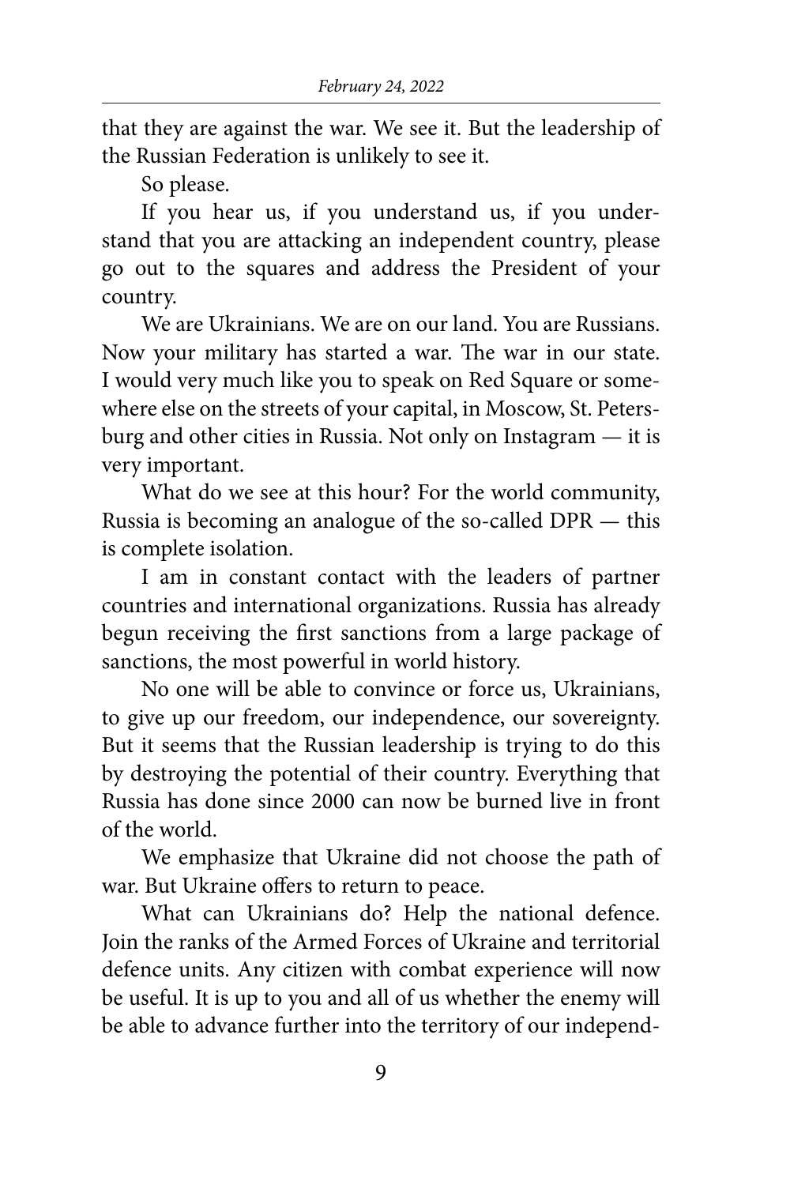that they are against the war. We see it. But the leadership of the Russian Federation is unlikely to see it.

So please.

If you hear us, if you understand us, if you understand that you are attacking an independent country, please go out to the squares and address the President of your country.

We are Ukrainians. We are on our land. You are Russians. Now your military has started a war. The war in our state. I would very much like you to speak on Red Square or somewhere else on the streets of your capital, in Moscow, St. Petersburg and other cities in Russia. Not only on Instagram — it is very important.

What do we see at this hour? For the world community, Russia is becoming an analogue of the so-called DPR — this is complete isolation.

I am in constant contact with the leaders of partner countries and international organizations. Russia has already begun receiving the first sanctions from a large package of sanctions, the most powerful in world history.

No one will be able to convince or force us, Ukrainians, to give up our freedom, our independence, our sovereignty. But it seems that the Russian leadership is trying to do this by destroying the potential of their country. Everything that Russia has done since 2000 can now be burned live in front of the world.

We emphasize that Ukraine did not choose the path of war. But Ukraine offers to return to peace.

What can Ukrainians do? Help the national defence. Join the ranks of the Armed Forces of Ukraine and territorial defence units. Any citizen with combat experience will now be useful. It is up to you and all of us whether the enemy will be able to advance further into the territory of our independ-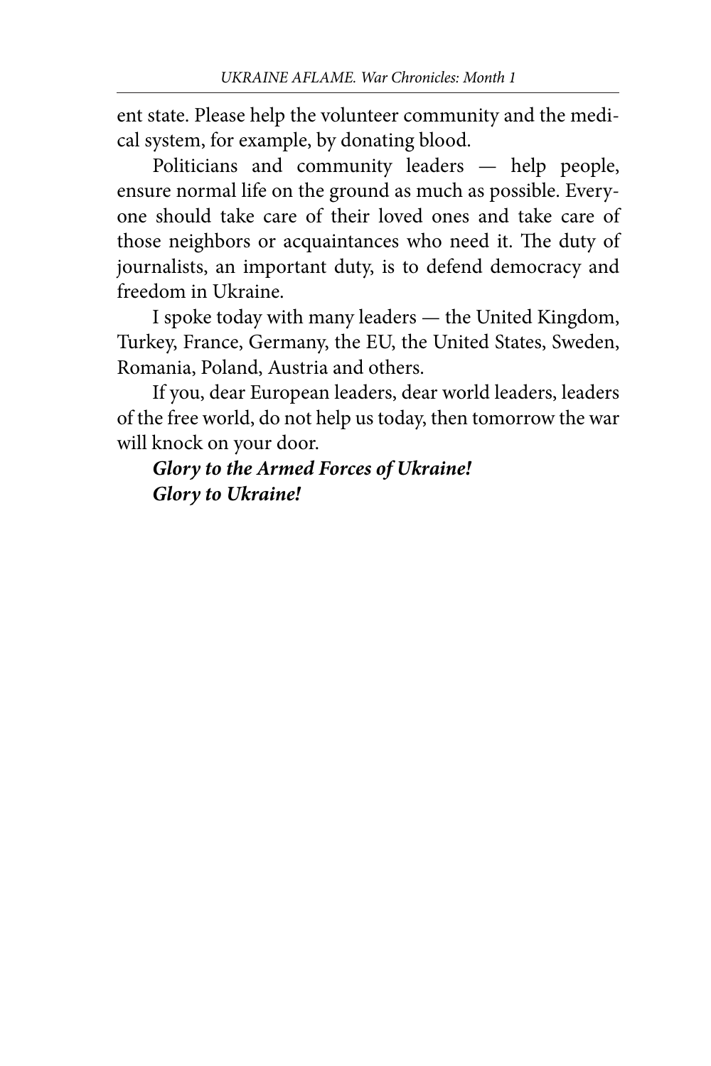ent state. Please help the volunteer community and the medical system, for example, by donating blood.

Politicians and community leaders — help people, ensure normal life on the ground as much as possible. Everyone should take care of their loved ones and take care of those neighbors or acquaintances who need it. The duty of journalists, an important duty, is to defend democracy and freedom in Ukraine.

I spoke today with many leaders — the United Kingdom, Turkey, France, Germany, the EU, the United States, Sweden, Romania, Poland, Austria and others.

If you, dear European leaders, dear world leaders, leaders of the free world, do not help us today, then tomorrow the war will knock on your door.

***Glory to the Armed Forces of Ukraine!***
***Glory to Ukraine!***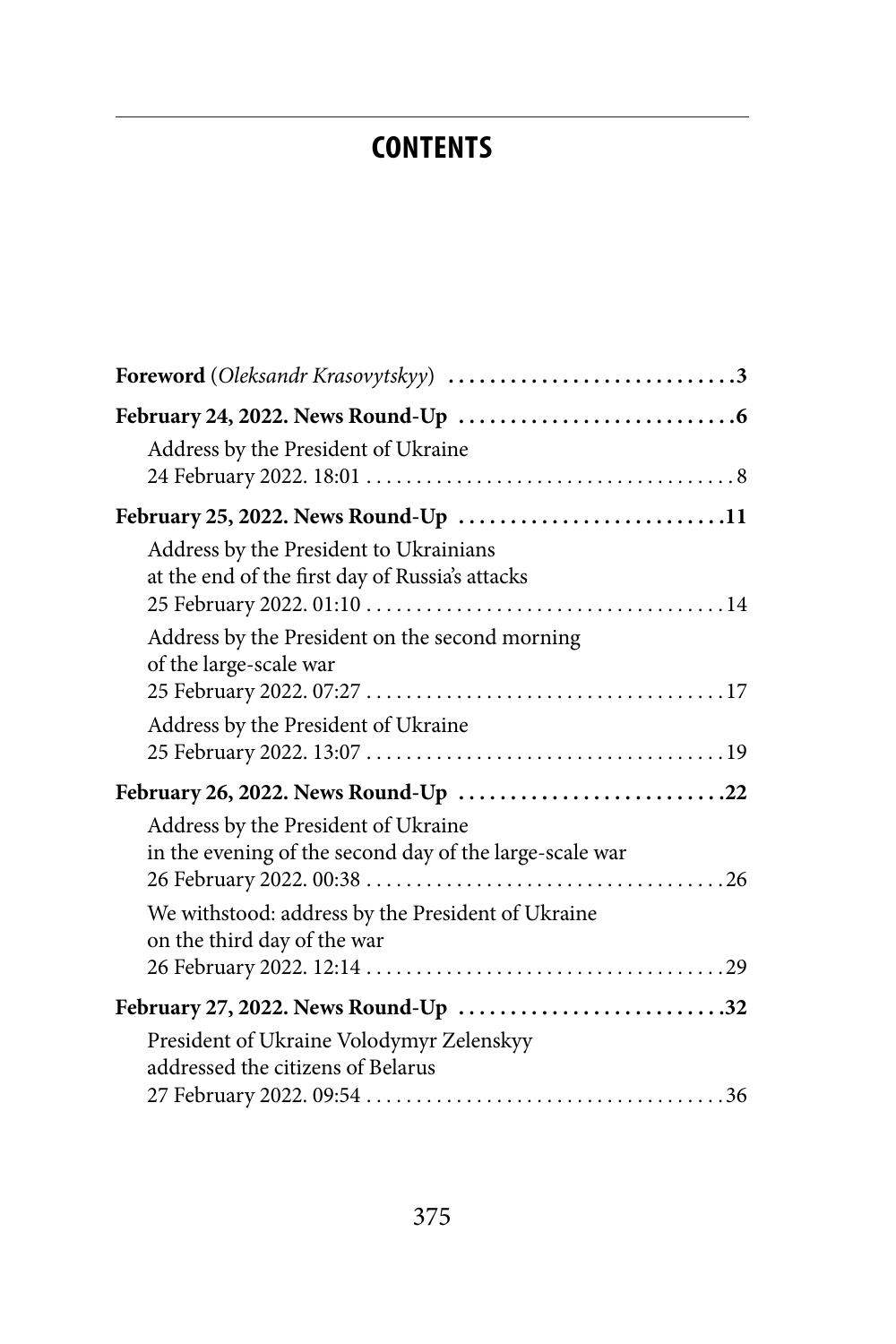# CONTENTS

**Foreword** (*Oleksandr Krasovytskyy*) ............................3

**February 24, 2022. News Round-Up** ............................6

Address by the President of Ukraine
24 February 2022. 18:01 ............................8

**February 25, 2022. News Round-Up** ............................11

Address by the President to Ukrainians
at the end of the first day of Russia's attacks
25 February 2022. 01:10 ............................14

Address by the President on the second morning
of the large-scale war
25 February 2022. 07:27 ............................17

Address by the President of Ukraine
25 February 2022. 13:07 ............................19

**February 26, 2022. News Round-Up** ............................22

Address by the President of Ukraine
in the evening of the second day of the large-scale war
26 February 2022. 00:38 ............................26

We withstood: address by the President of Ukraine
on the third day of the war
26 February 2022. 12:14 ............................29

**February 27, 2022. News Round-Up** ............................32

President of Ukraine Volodymyr Zelenskyy
addressed the citizens of Belarus
27 February 2022. 09:54 ............................36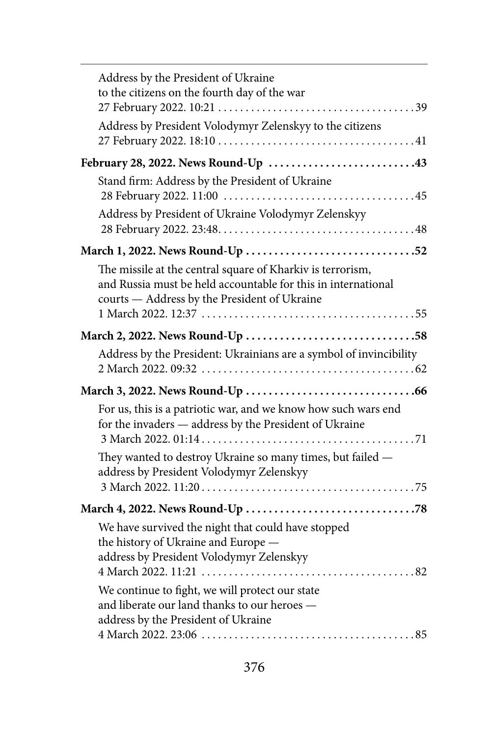Address by the President of Ukraine
to the citizens on the fourth day of the war
27 February 2022. 10:21 .................................... 39

Address by President Volodymyr Zelenskyy to the citizens
27 February 2022. 18:10 .................................... 41

**February 28, 2022. News Round-Up .......................... 43**

Stand firm: Address by the President of Ukraine
28 February 2022. 11:00 .................................... 45

Address by President of Ukraine Volodymyr Zelenskyy
28 February 2022. 23:48 .................................... 48

**March 1, 2022. News Round-Up .............................. 52**

The missile at the central square of Kharkiv is terrorism,
and Russia must be held accountable for this in international
courts — Address by the President of Ukraine
1 March 2022. 12:37 .................................... 55

**March 2, 2022. News Round-Up .............................. 58**

Address by the President: Ukrainians are a symbol of invincibility
2 March 2022. 09:32 .................................... 62

**March 3, 2022. News Round-Up .............................. 66**

For us, this is a patriotic war, and we know how such wars end
for the invaders — address by the President of Ukraine
3 March 2022. 01:14 .................................... 71

They wanted to destroy Ukraine so many times, but failed —
address by President Volodymyr Zelenskyy
3 March 2022. 11:20 .................................... 75

**March 4, 2022. News Round-Up .............................. 78**

We have survived the night that could have stopped
the history of Ukraine and Europe —
address by President Volodymyr Zelenskyy
4 March 2022. 11:21 .................................... 82

We continue to fight, we will protect our state
and liberate our land thanks to our heroes —
address by the President of Ukraine
4 March 2022. 23:06 .................................... 85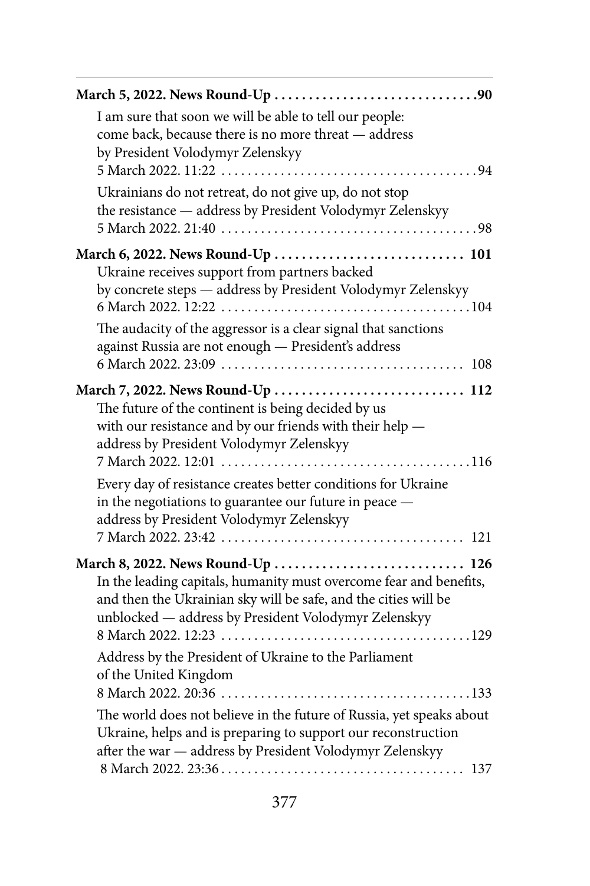**March 5, 2022. News Round-Up . . . . . . . . . . . . . . . . . . . . . . . . . . . . . .90**

I am sure that soon we will be able to tell our people: come back, because there is no more threat — address by President Volodymyr Zelenskyy
5 March 2022. 11:22 . . . . . . . . . . . . . . . . . . . . . . . . . . . . . . . . . . . . . . .94

Ukrainians do not retreat, do not give up, do not stop the resistance — address by President Volodymyr Zelenskyy
5 March 2022. 21:40 . . . . . . . . . . . . . . . . . . . . . . . . . . . . . . . . . . . . . . .98

**March 6, 2022. News Round-Up . . . . . . . . . . . . . . . . . . . . . . . . . . . . 101**

Ukraine receives support from partners backed by concrete steps — address by President Volodymyr Zelenskyy
6 March 2022. 12:22 . . . . . . . . . . . . . . . . . . . . . . . . . . . . . . . . . . . . . .104

The audacity of the aggressor is a clear signal that sanctions against Russia are not enough — President's address
6 March 2022. 23:09 . . . . . . . . . . . . . . . . . . . . . . . . . . . . . . . . . . . . . 108

**March 7, 2022. News Round-Up . . . . . . . . . . . . . . . . . . . . . . . . . . . . 112**

The future of the continent is being decided by us with our resistance and by our friends with their help — address by President Volodymyr Zelenskyy
7 March 2022. 12:01 . . . . . . . . . . . . . . . . . . . . . . . . . . . . . . . . . . . . . .116

Every day of resistance creates better conditions for Ukraine in the negotiations to guarantee our future in peace — address by President Volodymyr Zelenskyy
7 March 2022. 23:42 . . . . . . . . . . . . . . . . . . . . . . . . . . . . . . . . . . . . . 121

**March 8, 2022. News Round-Up . . . . . . . . . . . . . . . . . . . . . . . . . . . . 126**

In the leading capitals, humanity must overcome fear and benefits, and then the Ukrainian sky will be safe, and the cities will be unblocked — address by President Volodymyr Zelenskyy
8 March 2022. 12:23 . . . . . . . . . . . . . . . . . . . . . . . . . . . . . . . . . . . . . .129

Address by the President of Ukraine to the Parliament of the United Kingdom
8 March 2022. 20:36 . . . . . . . . . . . . . . . . . . . . . . . . . . . . . . . . . . . . . .133

The world does not believe in the future of Russia, yet speaks about Ukraine, helps and is preparing to support our reconstruction after the war — address by President Volodymyr Zelenskyy
8 March 2022. 23:36 . . . . . . . . . . . . . . . . . . . . . . . . . . . . . . . . . . . . . 137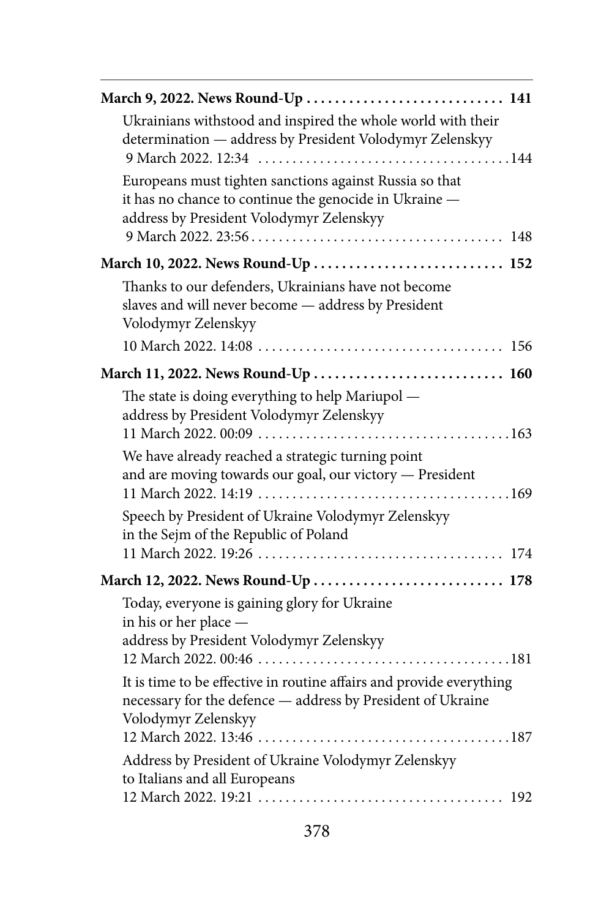**March 9, 2022. News Round-Up ............................ 141**

- Ukrainians withstood and inspired the whole world with their determination — address by President Volodymyr Zelenskyy
  9 March 2022. 12:34 ....................................144
- Europeans must tighten sanctions against Russia so that it has no chance to continue the genocide in Ukraine — address by President Volodymyr Zelenskyy
  9 March 2022. 23:56.................................... 148

**March 10, 2022. News Round-Up ........................... 152**

- Thanks to our defenders, Ukrainians have not become slaves and will never become — address by President Volodymyr Zelenskyy
  10 March 2022. 14:08 .................................. 156

**March 11, 2022. News Round-Up ........................... 160**

- The state is doing everything to help Mariupol — address by President Volodymyr Zelenskyy
  11 March 2022. 00:09 ...................................163
- We have already reached a strategic turning point and are moving towards our goal, our victory — President
  11 March 2022. 14:19 ...................................169
- Speech by President of Ukraine Volodymyr Zelenskyy in the Sejm of the Republic of Poland
  11 March 2022. 19:26 .................................. 174

**March 12, 2022. News Round-Up ........................... 178**

- Today, everyone is gaining glory for Ukraine in his or her place — address by President Volodymyr Zelenskyy
  12 March 2022. 00:46 ...................................181
- It is time to be effective in routine affairs and provide everything necessary for the defence — address by President of Ukraine Volodymyr Zelenskyy
  12 March 2022. 13:46 ...................................187
- Address by President of Ukraine Volodymyr Zelenskyy to Italians and all Europeans
  12 March 2022. 19:21 .................................. 192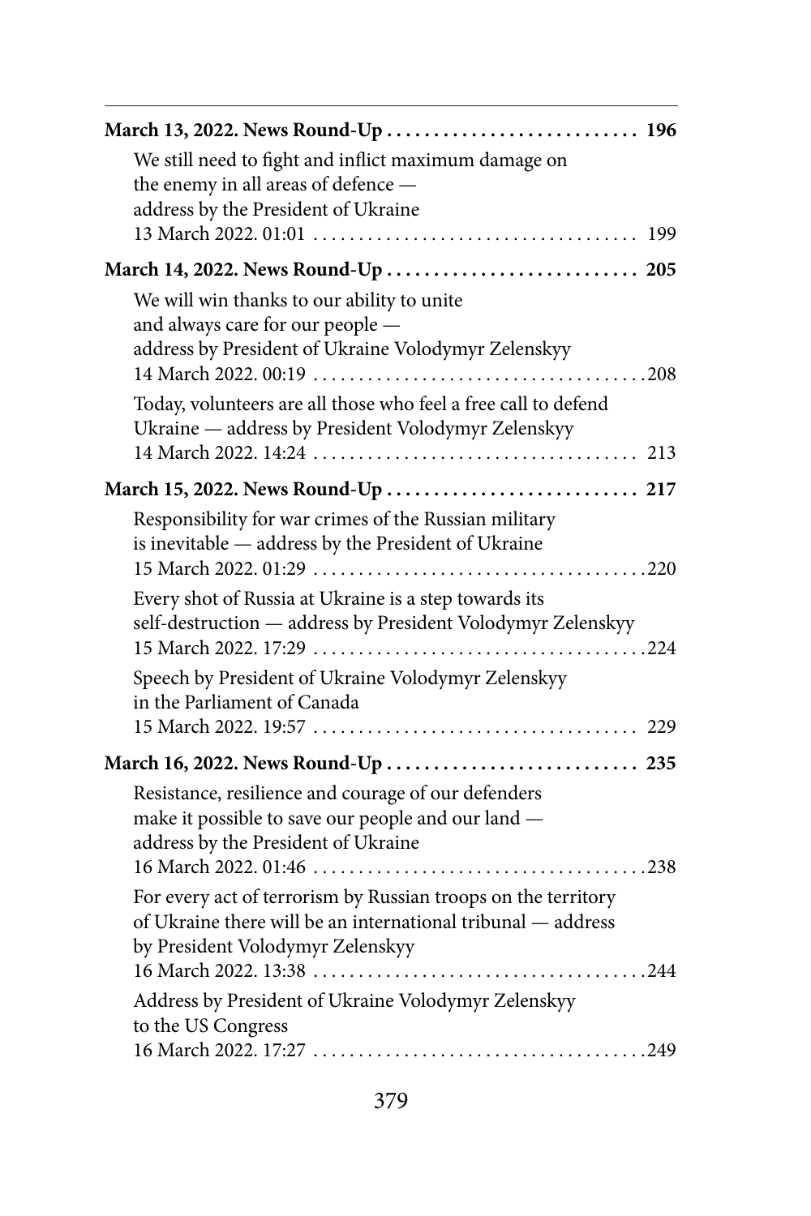**March 13, 2022. News Round-Up ........................... 196**

We still need to fight and inflict maximum damage on the enemy in all areas of defence — address by the President of Ukraine
13 March 2022. 01:01 .................................... 199

**March 14, 2022. News Round-Up ........................... 205**

We will win thanks to our ability to unite and always care for our people — address by President of Ukraine Volodymyr Zelenskyy
14 March 2022. 00:19 .....................................208

Today, volunteers are all those who feel a free call to defend Ukraine — address by President Volodymyr Zelenskyy
14 March 2022. 14:24 .................................... 213

**March 15, 2022. News Round-Up ........................... 217**

Responsibility for war crimes of the Russian military is inevitable — address by the President of Ukraine
15 March 2022. 01:29 .....................................220

Every shot of Russia at Ukraine is a step towards its self-destruction — address by President Volodymyr Zelenskyy
15 March 2022. 17:29 .....................................224

Speech by President of Ukraine Volodymyr Zelenskyy in the Parliament of Canada
15 March 2022. 19:57 .................................... 229

**March 16, 2022. News Round-Up ........................... 235**

Resistance, resilience and courage of our defenders make it possible to save our people and our land — address by the President of Ukraine
16 March 2022. 01:46 .....................................238

For every act of terrorism by Russian troops on the territory of Ukraine there will be an international tribunal — address by President Volodymyr Zelenskyy
16 March 2022. 13:38 .....................................244

Address by President of Ukraine Volodymyr Zelenskyy to the US Congress
16 March 2022. 17:27 .....................................249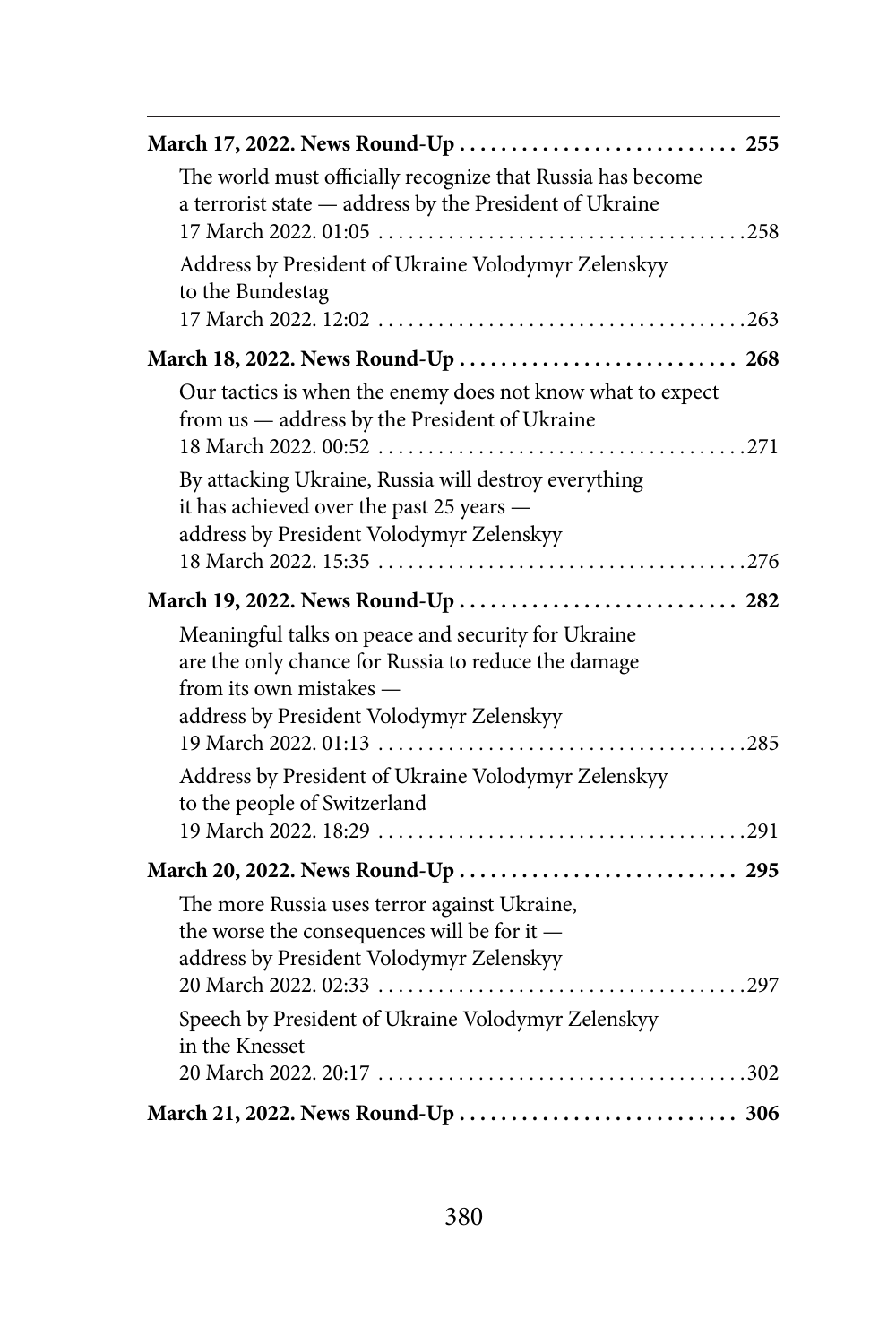**March 17, 2022. News Round-Up ........................... 255**

The world must officially recognize that Russia has become a terrorist state — address by the President of Ukraine
17 March 2022. 01:05 ........................................258

Address by President of Ukraine Volodymyr Zelenskyy to the Bundestag
17 March 2022. 12:02 ........................................263

**March 18, 2022. News Round-Up ........................... 268**

Our tactics is when the enemy does not know what to expect from us — address by the President of Ukraine
18 March 2022. 00:52 ........................................271

By attacking Ukraine, Russia will destroy everything it has achieved over the past 25 years — address by President Volodymyr Zelenskyy
18 March 2022. 15:35 ........................................276

**March 19, 2022. News Round-Up ........................... 282**

Meaningful talks on peace and security for Ukraine are the only chance for Russia to reduce the damage from its own mistakes — address by President Volodymyr Zelenskyy
19 March 2022. 01:13 ........................................285

Address by President of Ukraine Volodymyr Zelenskyy to the people of Switzerland
19 March 2022. 18:29 ........................................291

**March 20, 2022. News Round-Up ........................... 295**

The more Russia uses terror against Ukraine, the worse the consequences will be for it — address by President Volodymyr Zelenskyy
20 March 2022. 02:33 ........................................297

Speech by President of Ukraine Volodymyr Zelenskyy in the Knesset
20 March 2022. 20:17 ........................................302

**March 21, 2022. News Round-Up ........................... 306**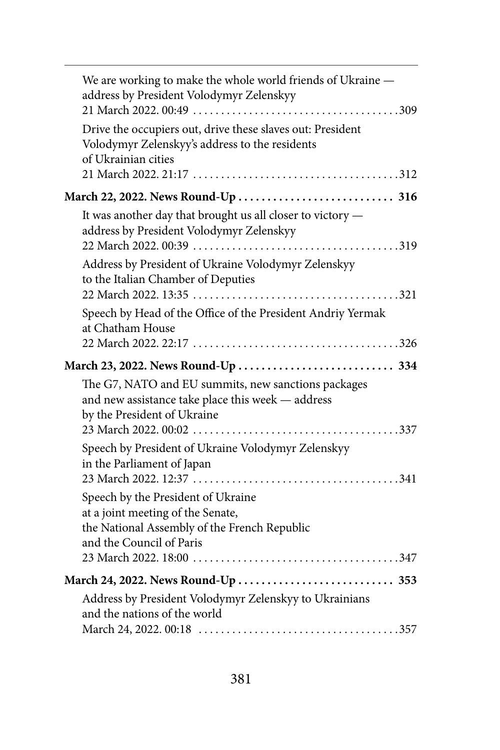We are working to make the whole world friends of Ukraine — address by President Volodymyr Zelenskyy
21 March 2022. 00:49 .....309

Drive the occupiers out, drive these slaves out: President Volodymyr Zelenskyy's address to the residents of Ukrainian cities
21 March 2022. 21:17 .....312

**March 22, 2022. News Round-Up ..... 316**

It was another day that brought us all closer to victory — address by President Volodymyr Zelenskyy
22 March 2022. 00:39 .....319

Address by President of Ukraine Volodymyr Zelenskyy to the Italian Chamber of Deputies
22 March 2022. 13:35 .....321

Speech by Head of the Office of the President Andriy Yermak at Chatham House
22 March 2022. 22:17 .....326

**March 23, 2022. News Round-Up ..... 334**

The G7, NATO and EU summits, new sanctions packages and new assistance take place this week — address by the President of Ukraine
23 March 2022. 00:02 .....337

Speech by President of Ukraine Volodymyr Zelenskyy in the Parliament of Japan
23 March 2022. 12:37 .....341

Speech by the President of Ukraine at a joint meeting of the Senate, the National Assembly of the French Republic and the Council of Paris
23 March 2022. 18:00 .....347

**March 24, 2022. News Round-Up ..... 353**

Address by President Volodymyr Zelenskyy to Ukrainians and the nations of the world
March 24, 2022. 00:18 .....357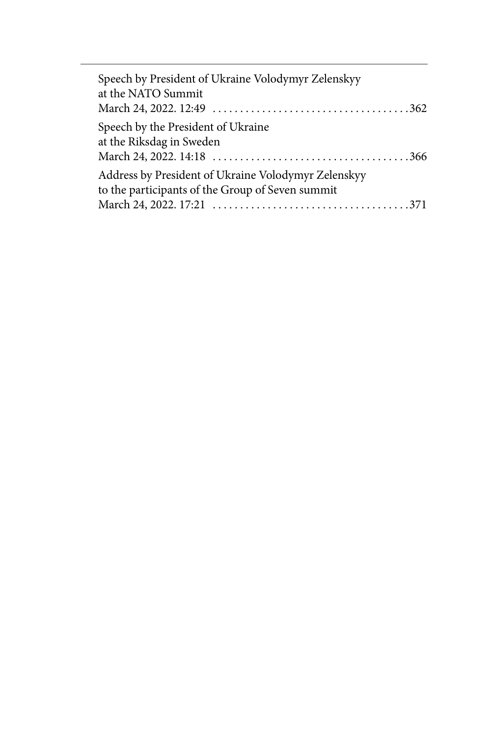Speech by President of Ukraine Volodymyr Zelenskyy
at the NATO Summit
March 24, 2022. 12:49 . . . . . . . . . . . . . . . . . . . . . . . . . . . . . . . . . . . . 362

Speech by the President of Ukraine
at the Riksdag in Sweden
March 24, 2022. 14:18 . . . . . . . . . . . . . . . . . . . . . . . . . . . . . . . . . . . . 366

Address by President of Ukraine Volodymyr Zelenskyy
to the participants of the Group of Seven summit
March 24, 2022. 17:21 . . . . . . . . . . . . . . . . . . . . . . . . . . . . . . . . . . . . 371